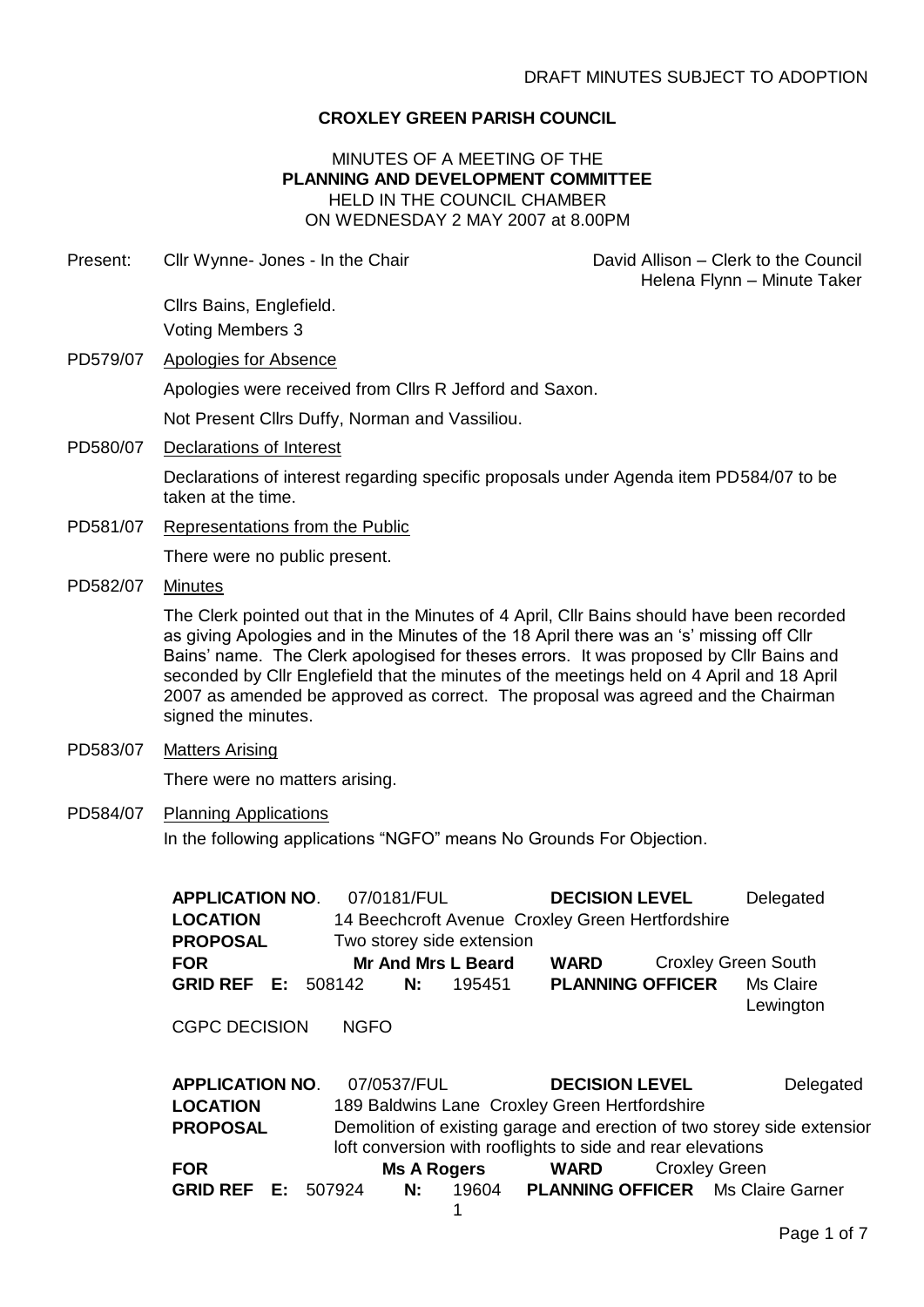DRAFT MINUTES SUBJECT TO ADOPTION

**CROXLEY GREEN PARISH COUNCIL**

MINUTES OF A MEETING OF THE
**PLANNING AND DEVELOPMENT COMMITTEE**
HELD IN THE COUNCIL CHAMBER
ON WEDNESDAY 2 MAY 2007 at 8.00PM

Present: Cllr Wynne- Jones - In the Chair

David Allison – Clerk to the Council
Helena Flynn – Minute Taker

Cllrs Bains, Englefield.
Voting Members 3

PD579/07 Apologies for Absence

Apologies were received from Cllrs R Jefford and Saxon.

Not Present Cllrs Duffy, Norman and Vassiliou.

PD580/07 Declarations of Interest

Declarations of interest regarding specific proposals under Agenda item PD584/07 to be taken at the time.

PD581/07 Representations from the Public

There were no public present.

PD582/07 Minutes

The Clerk pointed out that in the Minutes of 4 April, Cllr Bains should have been recorded as giving Apologies and in the Minutes of the 18 April there was an 's' missing off Cllr Bains' name. The Clerk apologised for theses errors. It was proposed by Cllr Bains and seconded by Cllr Englefield that the minutes of the meetings held on 4 April and 18 April 2007 as amended be approved as correct. The proposal was agreed and the Chairman signed the minutes.

PD583/07 Matters Arising

There were no matters arising.

PD584/07 Planning Applications

In the following applications "NGFO" means No Grounds For Objection.

**APPLICATION NO.** 07/0181/FUL **DECISION LEVEL** Delegated
**LOCATION** 14 Beechcroft Avenue Croxley Green Hertfordshire
**PROPOSAL** Two storey side extension
**FOR** Mr And Mrs L Beard **WARD** Croxley Green South
**GRID REF E:** 508142 **N:** 195451 **PLANNING OFFICER** Ms Claire Lewington

CGPC DECISION NGFO

**APPLICATION NO.** 07/0537/FUL **DECISION LEVEL** Delegated
**LOCATION** 189 Baldwins Lane Croxley Green Hertfordshire
**PROPOSAL** Demolition of existing garage and erection of two storey side extension loft conversion with rooflights to side and rear elevations
**FOR** Ms A Rogers **WARD** Croxley Green
**GRID REF E:** 507924 **N:** 19604 1 **PLANNING OFFICER** Ms Claire Garner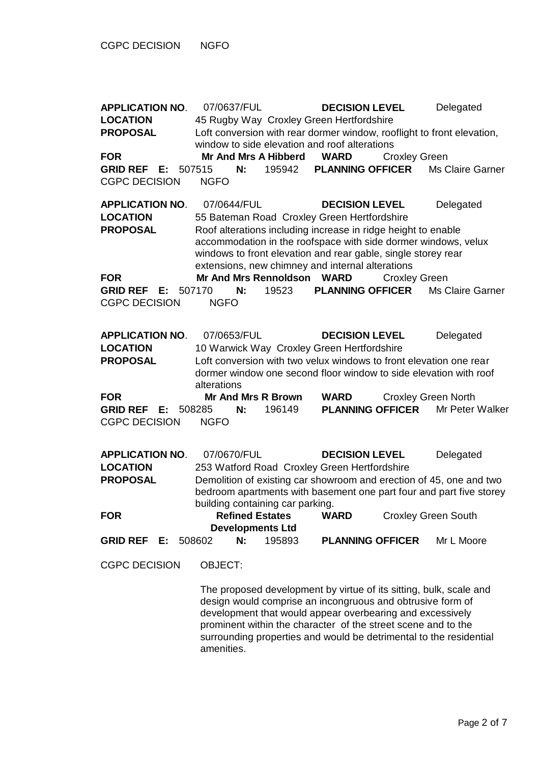CGPC DECISION NGFO

**APPLICATION NO**. 07/0637/FUL **DECISION LEVEL** Delegated
**LOCATION** 45 Rugby Way Croxley Green Hertfordshire
**PROPOSAL** Loft conversion with rear dormer window, rooflight to front elevation, window to side elevation and roof alterations
**FOR** **Mr And Mrs A Hibberd** **WARD** Croxley Green
**GRID REF E:** 507515 **N:** 195942 **PLANNING OFFICER** Ms Claire Garner
CGPC DECISION NGFO

**APPLICATION NO**. 07/0644/FUL **DECISION LEVEL** Delegated
**LOCATION** 55 Bateman Road Croxley Green Hertfordshire
**PROPOSAL** Roof alterations including increase in ridge height to enable accommodation in the roofspace with side dormer windows, velux windows to front elevation and rear gable, single storey rear extensions, new chimney and internal alterations
**FOR** **Mr And Mrs Rennoldson** **WARD** Croxley Green
**GRID REF E:** 507170 **N:** 19523 **PLANNING OFFICER** Ms Claire Garner
CGPC DECISION NGFO

**APPLICATION NO**. 07/0653/FUL **DECISION LEVEL** Delegated
**LOCATION** 10 Warwick Way Croxley Green Hertfordshire
**PROPOSAL** Loft conversion with two velux windows to front elevation one rear dormer window one second floor window to side elevation with roof alterations
**FOR** **Mr And Mrs R Brown** **WARD** Croxley Green North
**GRID REF E:** 508285 **N:** 196149 **PLANNING OFFICER** Mr Peter Walker
CGPC DECISION NGFO

**APPLICATION NO**. 07/0670/FUL **DECISION LEVEL** Delegated
**LOCATION** 253 Watford Road Croxley Green Hertfordshire
**PROPOSAL** Demolition of existing car showroom and erection of 45, one and two bedroom apartments with basement one part four and part five storey building containing car parking.
**FOR** **Refined Estates Developments Ltd** **WARD** Croxley Green South
**GRID REF E:** 508602 **N:** 195893 **PLANNING OFFICER** Mr L Moore

CGPC DECISION OBJECT:

The proposed development by virtue of its sitting, bulk, scale and design would comprise an incongruous and obtrusive form of development that would appear overbearing and excessively prominent within the character of the street scene and to the surrounding properties and would be detrimental to the residential amenities.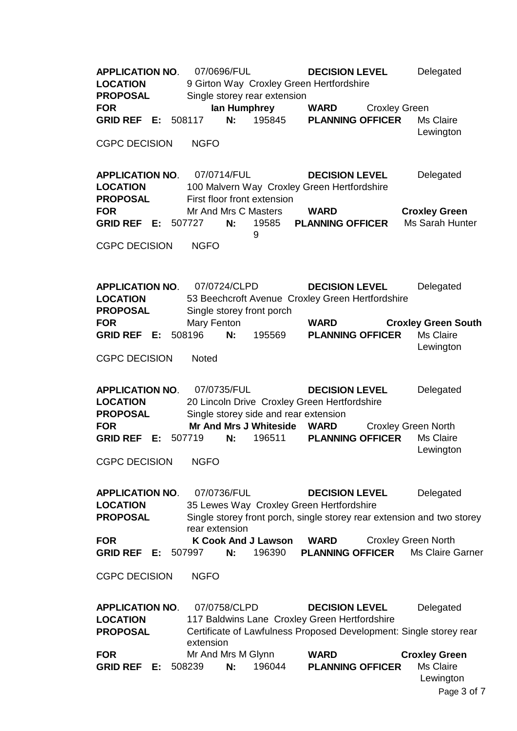**APPLICATION NO**. 07/0696/FUL **DECISION LEVEL** Delegated
**LOCATION** 9 Girton Way Croxley Green Hertfordshire
**PROPOSAL** Single storey rear extension
**FOR** **Ian Humphrey** **WARD** Croxley Green
**GRID REF E:** 508117 **N:** 195845 **PLANNING OFFICER** Ms Claire Lewington

CGPC DECISION NGFO

**APPLICATION NO**. 07/0714/FUL **DECISION LEVEL** Delegated
**LOCATION** 100 Malvern Way Croxley Green Hertfordshire
**PROPOSAL** First floor front extension
**FOR** Mr And Mrs C Masters **WARD** **Croxley Green**
**GRID REF E:** 507727 **N:** 195859 **PLANNING OFFICER** Ms Sarah Hunter

CGPC DECISION NGFO

**APPLICATION NO**. 07/0724/CLPD **DECISION LEVEL** Delegated
**LOCATION** 53 Beechcroft Avenue Croxley Green Hertfordshire
**PROPOSAL** Single storey front porch
**FOR** Mary Fenton **WARD** **Croxley Green South**
**GRID REF E:** 508196 **N:** 195569 **PLANNING OFFICER** Ms Claire Lewington

CGPC DECISION Noted

**APPLICATION NO**. 07/0735/FUL **DECISION LEVEL** Delegated
**LOCATION** 20 Lincoln Drive Croxley Green Hertfordshire
**PROPOSAL** Single storey side and rear extension
**FOR** **Mr And Mrs J Whiteside** **WARD** Croxley Green North
**GRID REF E:** 507719 **N:** 196511 **PLANNING OFFICER** Ms Claire Lewington

CGPC DECISION NGFO

**APPLICATION NO**. 07/0736/FUL **DECISION LEVEL** Delegated
**LOCATION** 35 Lewes Way Croxley Green Hertfordshire
**PROPOSAL** Single storey front porch, single storey rear extension and two storey rear extension
**FOR** **K Cook And J Lawson** **WARD** Croxley Green North
**GRID REF E:** 507997 **N:** 196390 **PLANNING OFFICER** Ms Claire Garner

CGPC DECISION NGFO

**APPLICATION NO**. 07/0758/CLPD **DECISION LEVEL** Delegated
**LOCATION** 117 Baldwins Lane Croxley Green Hertfordshire
**PROPOSAL** Certificate of Lawfulness Proposed Development: Single storey rear extension
**FOR** Mr And Mrs M Glynn **WARD** **Croxley Green**
**GRID REF E:** 508239 **N:** 196044 **PLANNING OFFICER** Ms Claire Lewington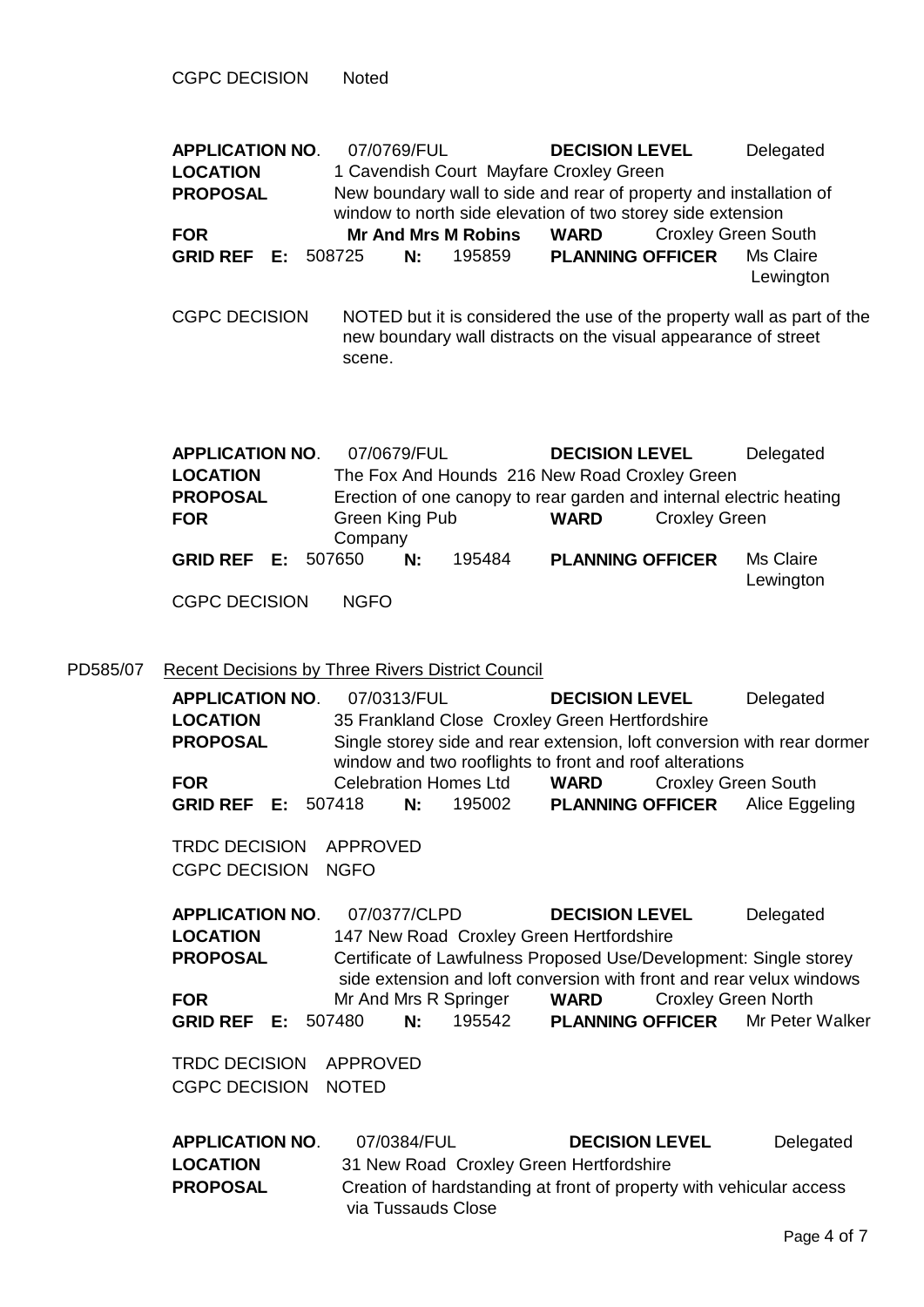CGPC DECISION Noted

| | | | | | |
|---|---|---|---|---|---|
| **APPLICATION NO**. | 07/0769/FUL | | **DECISION LEVEL** | Delegated | |
| **LOCATION** | 1 Cavendish Court Mayfare Croxley Green | | | | |
| **PROPOSAL** | New boundary wall to side and rear of property and installation of window to north side elevation of two storey side extension | | | | |
| **FOR** | **Mr And Mrs M Robins** | | **WARD** | Croxley Green South | |
| **GRID REF E:** | 508725 | **N:** 195859 | **PLANNING OFFICER** | Ms Claire Lewington | |

CGPC DECISION NOTED but it is considered the use of the property wall as part of the new boundary wall distracts on the visual appearance of street scene.

| | | | | | |
|---|---|---|---|---|---|
| **APPLICATION NO**. | 07/0679/FUL | | **DECISION LEVEL** | Delegated | |
| **LOCATION** | The Fox And Hounds 216 New Road Croxley Green | | | | |
| **PROPOSAL** | Erection of one canopy to rear garden and internal electric heating | | | | |
| **FOR** | Green King Pub Company | | **WARD** | Croxley Green | |
| **GRID REF E:** | 507650 | **N:** 195484 | **PLANNING OFFICER** | Ms Claire Lewington | |

CGPC DECISION NGFO

PD585/07 Recent Decisions by Three Rivers District Council

| | | | | | |
|---|---|---|---|---|---|
| **APPLICATION NO**. | 07/0313/FUL | | **DECISION LEVEL** | Delegated | |
| **LOCATION** | 35 Frankland Close Croxley Green Hertfordshire | | | | |
| **PROPOSAL** | Single storey side and rear extension, loft conversion with rear dormer window and two rooflights to front and roof alterations | | | | |
| **FOR** | Celebration Homes Ltd | | **WARD** | Croxley Green South | |
| **GRID REF E:** | 507418 | **N:** 195002 | **PLANNING OFFICER** | Alice Eggeling | |

TRDC DECISION APPROVED
CGPC DECISION NGFO

| | | | | | |
|---|---|---|---|---|---|
| **APPLICATION NO**. | 07/0377/CLPD | | **DECISION LEVEL** | Delegated | |
| **LOCATION** | 147 New Road Croxley Green Hertfordshire | | | | |
| **PROPOSAL** | Certificate of Lawfulness Proposed Use/Development: Single storey side extension and loft conversion with front and rear velux windows | | | | |
| **FOR** | Mr And Mrs R Springer | | **WARD** | Croxley Green North | |
| **GRID REF E:** | 507480 | **N:** 195542 | **PLANNING OFFICER** | Mr Peter Walker | |

TRDC DECISION APPROVED
CGPC DECISION NOTED

| | | | | | |
|---|---|---|---|---|---|
| **APPLICATION NO**. | 07/0384/FUL | | **DECISION LEVEL** | Delegated | |
| **LOCATION** | 31 New Road Croxley Green Hertfordshire | | | | |
| **PROPOSAL** | Creation of hardstanding at front of property with vehicular access via Tussauds Close | | | | |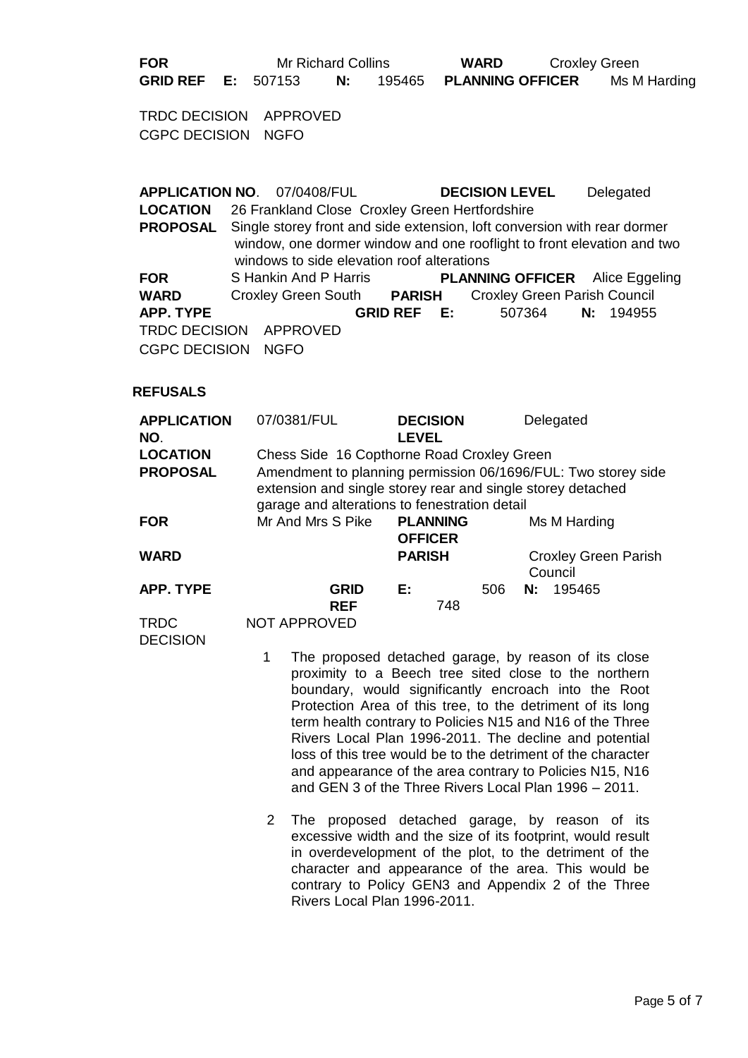| | | | | | | |
|---|---|---|---|---|---|---|
| **FOR** | Mr Richard Collins | | **WARD** | Croxley Green | | |
| **GRID REF** | **E:** 507153 | **N:** 195465 | **PLANNING OFFICER** | Ms M Harding | | |

TRDC DECISION APPROVED
CGPC DECISION NGFO

| | | | | | | |
|---|---|---|---|---|---|---|
| **APPLICATION NO**. | 07/0408/FUL | | **DECISION LEVEL** | Delegated | | |
| **LOCATION** | 26 Frankland Close Croxley Green Hertfordshire | | | | | |
| **PROPOSAL** | Single storey front and side extension, loft conversion with rear dormer window, one dormer window and one rooflight to front elevation and two windows to side elevation roof alterations | | | | | |
| **FOR** | S Hankin And P Harris | | **PLANNING OFFICER** | Alice Eggeling | | |
| **WARD** | Croxley Green South | **PARISH** | Croxley Green Parish Council | | | |
| **APP. TYPE** | | **GRID REF E:** | 507364 | **N:** 194955 | | |

TRDC DECISION APPROVED
CGPC DECISION NGFO

**REFUSALS**

| | | | |
|---|---|---|---|
| **APPLICATION NO**. | 07/0381/FUL | **DECISION LEVEL** | Delegated |
| **LOCATION** | Chess Side 16 Copthorne Road Croxley Green | | |
| **PROPOSAL** | Amendment to planning permission 06/1696/FUL: Two storey side extension and single storey rear and single storey detached garage and alterations to fenestration detail | | |
| **FOR** | Mr And Mrs S Pike | **PLANNING OFFICER** | Ms M Harding |
| **WARD** | | **PARISH** | Croxley Green Parish Council |
| **APP. TYPE** | **GRID REF** | **E:** 506748 | **N:** 195465 |
| **TRDC DECISION** | NOT APPROVED | | |

1. The proposed detached garage, by reason of its close proximity to a Beech tree sited close to the northern boundary, would significantly encroach into the Root Protection Area of this tree, to the detriment of its long term health contrary to Policies N15 and N16 of the Three Rivers Local Plan 1996-2011. The decline and potential loss of this tree would be to the detriment of the character and appearance of the area contrary to Policies N15, N16 and GEN 3 of the Three Rivers Local Plan 1996 – 2011.

2. The proposed detached garage, by reason of its excessive width and the size of its footprint, would result in overdevelopment of the plot, to the detriment of the character and appearance of the area. This would be contrary to Policy GEN3 and Appendix 2 of the Three Rivers Local Plan 1996-2011.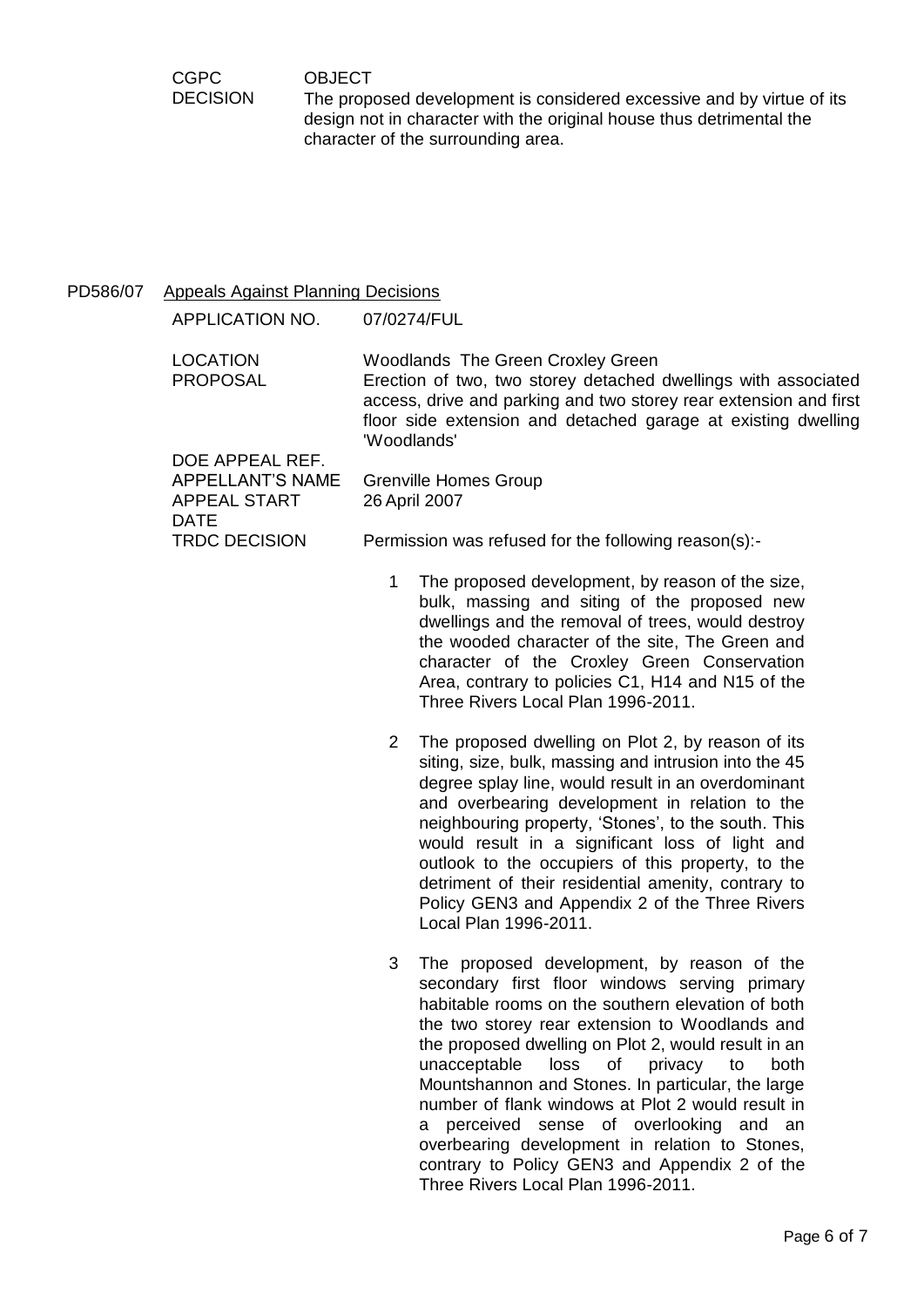CGPC DECISION — OBJECT

The proposed development is considered excessive and by virtue of its design not in character with the original house thus detrimental the character of the surrounding area.

## PD586/07 Appeals Against Planning Decisions

| | |
|---|---|
| APPLICATION NO. | 07/0274/FUL |
| LOCATION | Woodlands The Green Croxley Green |
| PROPOSAL | Erection of two, two storey detached dwellings with associated access, drive and parking and two storey rear extension and first floor side extension and detached garage at existing dwelling 'Woodlands' |
| DOE APPEAL REF. | |
| APPELLANT'S NAME | Grenville Homes Group |
| APPEAL START DATE | 26 April 2007 |
| TRDC DECISION | Permission was refused for the following reason(s):- |

1. The proposed development, by reason of the size, bulk, massing and siting of the proposed new dwellings and the removal of trees, would destroy the wooded character of the site, The Green and character of the Croxley Green Conservation Area, contrary to policies C1, H14 and N15 of the Three Rivers Local Plan 1996-2011.

2. The proposed dwelling on Plot 2, by reason of its siting, size, bulk, massing and intrusion into the 45 degree splay line, would result in an overdominant and overbearing development in relation to the neighbouring property, 'Stones', to the south. This would result in a significant loss of light and outlook to the occupiers of this property, to the detriment of their residential amenity, contrary to Policy GEN3 and Appendix 2 of the Three Rivers Local Plan 1996-2011.

3. The proposed development, by reason of the secondary first floor windows serving primary habitable rooms on the southern elevation of both the two storey rear extension to Woodlands and the proposed dwelling on Plot 2, would result in an unacceptable loss of privacy to both Mountshannon and Stones. In particular, the large number of flank windows at Plot 2 would result in a perceived sense of overlooking and an overbearing development in relation to Stones, contrary to Policy GEN3 and Appendix 2 of the Three Rivers Local Plan 1996-2011.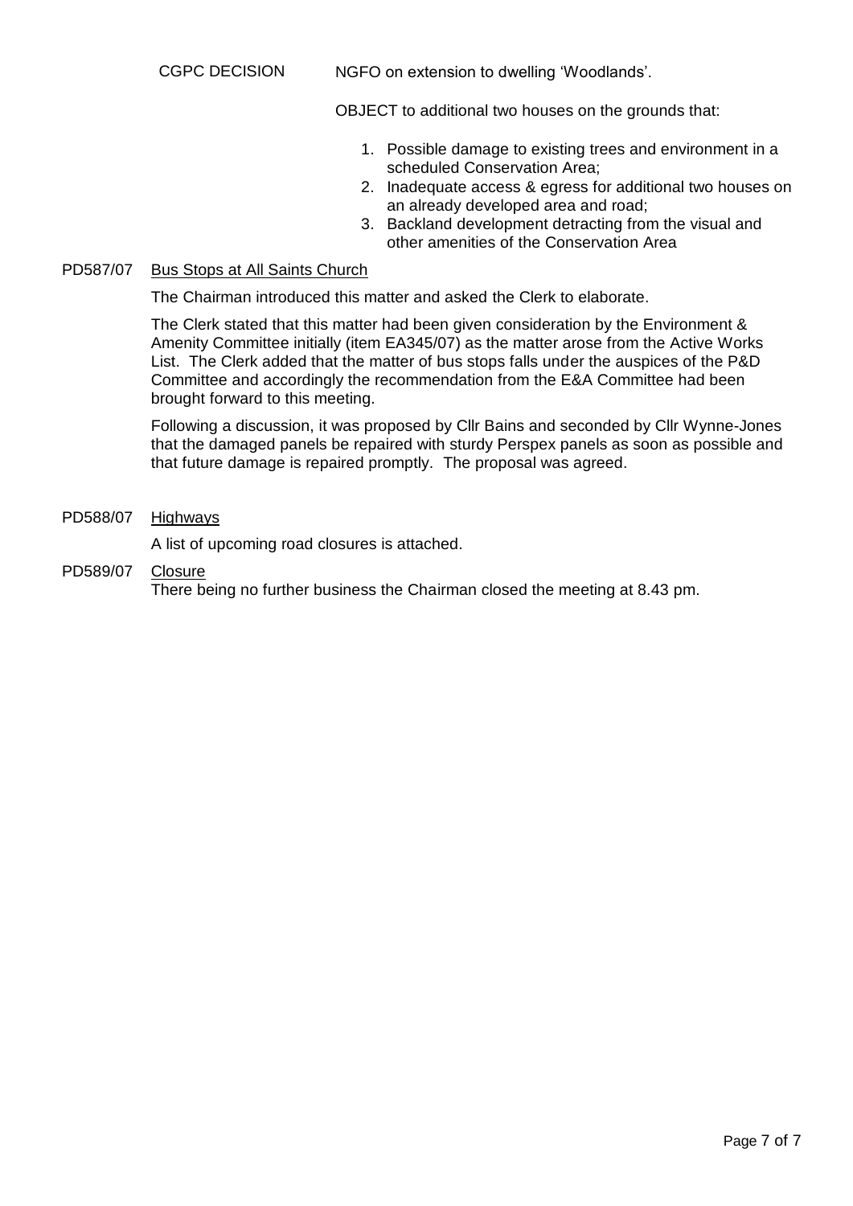CGPC DECISION NGFO on extension to dwelling 'Woodlands'.

OBJECT to additional two houses on the grounds that:

1. Possible damage to existing trees and environment in a scheduled Conservation Area;
2. Inadequate access & egress for additional two houses on an already developed area and road;
3. Backland development detracting from the visual and other amenities of the Conservation Area

PD587/07 Bus Stops at All Saints Church

The Chairman introduced this matter and asked the Clerk to elaborate.

The Clerk stated that this matter had been given consideration by the Environment & Amenity Committee initially (item EA345/07) as the matter arose from the Active Works List. The Clerk added that the matter of bus stops falls under the auspices of the P&D Committee and accordingly the recommendation from the E&A Committee had been brought forward to this meeting.

Following a discussion, it was proposed by Cllr Bains and seconded by Cllr Wynne-Jones that the damaged panels be repaired with sturdy Perspex panels as soon as possible and that future damage is repaired promptly. The proposal was agreed.

PD588/07 Highways

A list of upcoming road closures is attached.

PD589/07 Closure

There being no further business the Chairman closed the meeting at 8.43 pm.